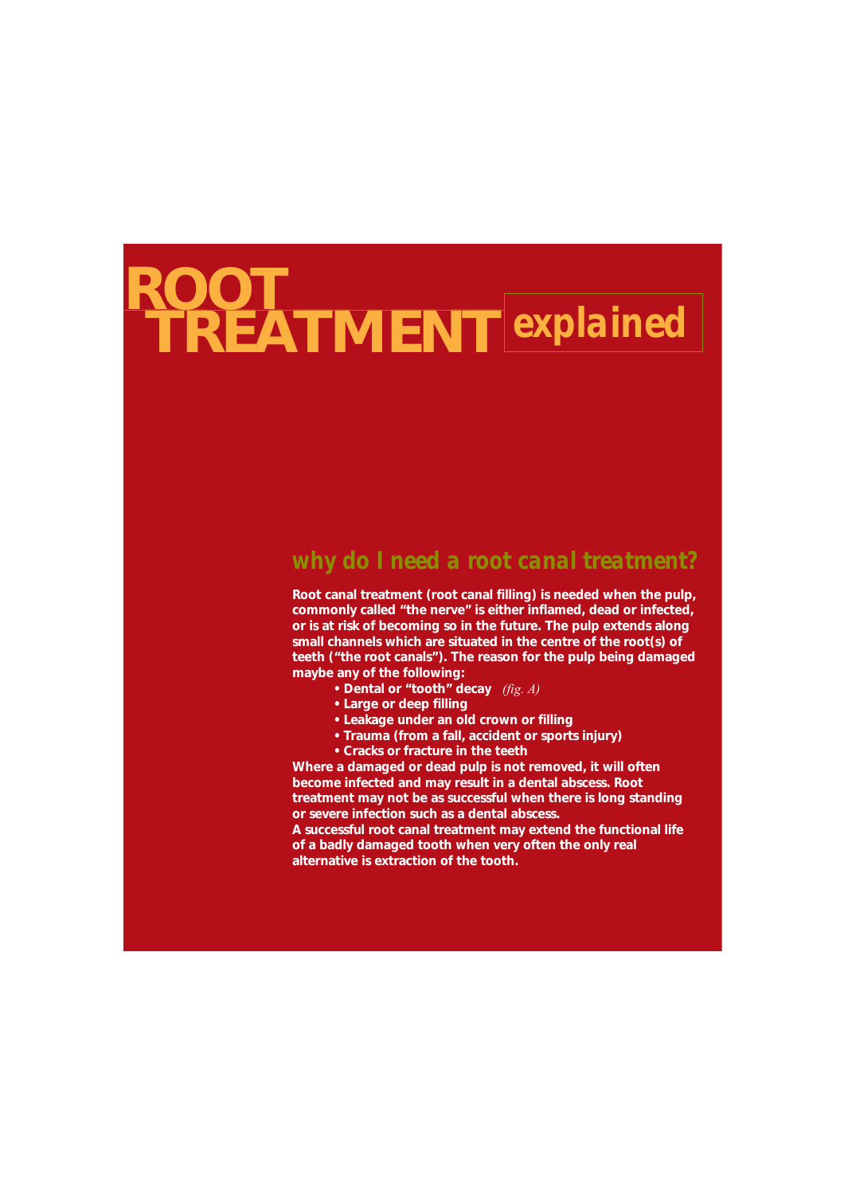# ROOT TREATMENT explained

## why do I need a root canal treatment?

**Root canal treatment (root canal filling) is needed when the pulp, commonly called "the nerve" is either inflamed, dead or infected, or is at risk of becoming so in the future. The pulp extends along small channels which are situated in the centre of the root(s) of teeth ("the root canals"). The reason for the pulp being damaged maybe any of the following:**

- **Dental or "tooth" decay** *(fig. A)*
- **Large or deep filling**
- **Leakage under an old crown or filling**
- **Trauma (from a fall, accident or sports injury)**
- **Cracks or fracture in the teeth**

**Where a damaged or dead pulp is not removed, it will often become infected and may result in a dental abscess. Root treatment may not be as successful when there is long standing or severe infection such as a dental abscess.**

**A successful root canal treatment may extend the functional life of a badly damaged tooth when very often the only real alternative is extraction of the tooth.**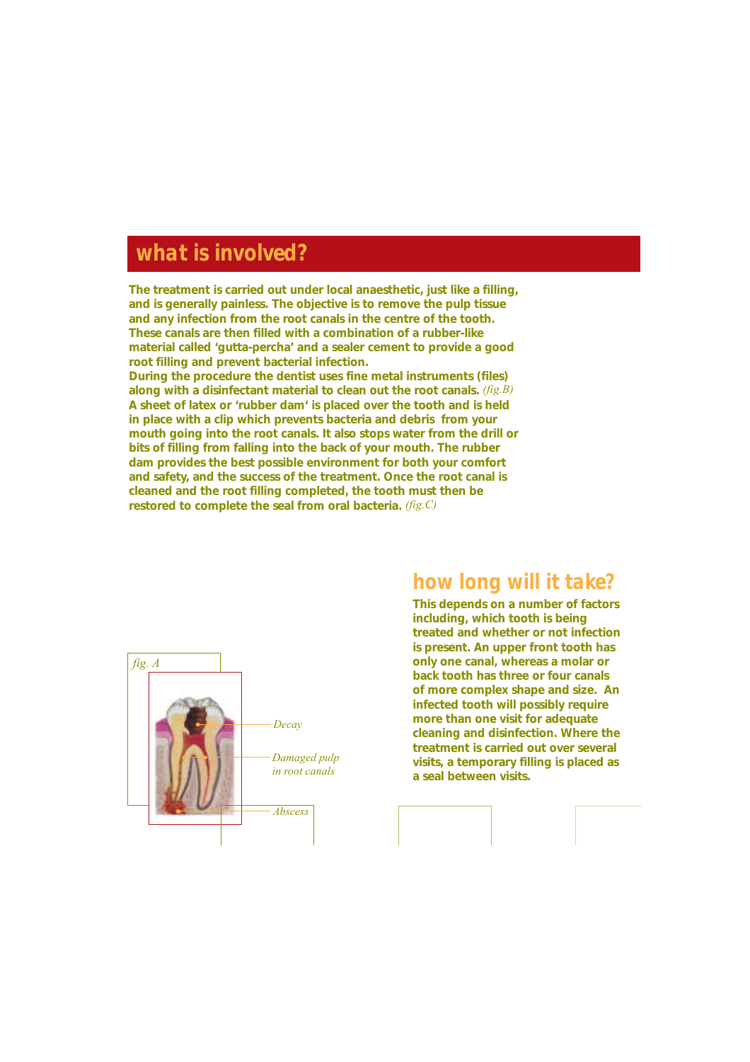## what is involved?

The treatment is carried out under local anaesthetic, just like a filling, and is generally painless. The objective is to remove the pulp tissue and any infection from the root canals in the centre of the tooth. These canals are then filled with a combination of a rubber-like material called 'gutta-percha' and a sealer cement to provide a good root filling and prevent bacterial infection.
During the procedure the dentist uses fine metal instruments (files) along with a disinfectant material to clean out the root canals. *(fig.B)*
A sheet of latex or 'rubber dam' is placed over the tooth and is held in place with a clip which prevents bacteria and debris from your mouth going into the root canals. It also stops water from the drill or bits of filling from falling into the back of your mouth. The rubber dam provides the best possible environment for both your comfort and safety, and the success of the treatment. Once the root canal is cleaned and the root filling completed, the tooth must then be restored to complete the seal from oral bacteria. *(fig.C)*

*fig. A*

*Decay*

*Damaged pulp in root canals*

*Abscess*

## how long will it take?

This depends on a number of factors including, which tooth is being treated and whether or not infection is present. An upper front tooth has only one canal, whereas a molar or back tooth has three or four canals of more complex shape and size. An infected tooth will possibly require more than one visit for adequate cleaning and disinfection. Where the treatment is carried out over several visits, a temporary filling is placed as a seal between visits.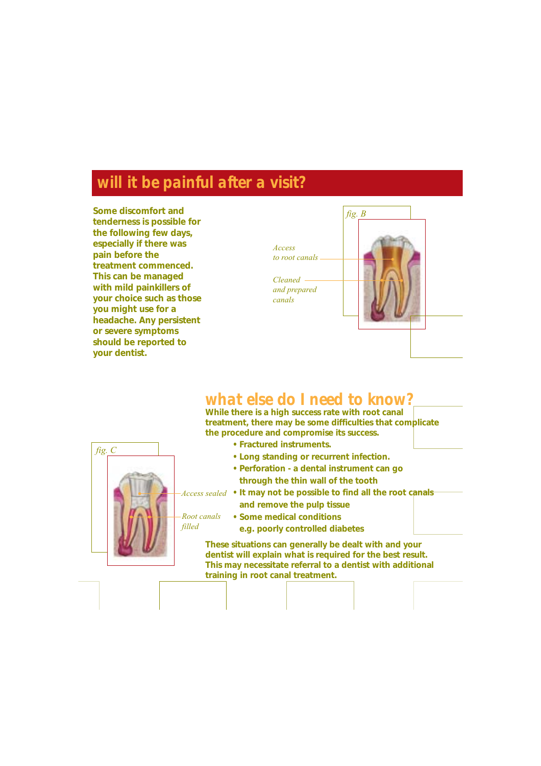## will it be painful after a visit?

**Some discomfort and tenderness is possible for the following few days, especially if there was pain before the treatment commenced. This can be managed with mild painkillers of your choice such as those you might use for a headache. Any persistent or severe symptoms should be reported to your dentist.**

*fig. B*

*Access to root canals*

*Cleaned and prepared canals*

## what else do I need to know?

**While there is a high success rate with root canal treatment, there may be some difficulties that complicate the procedure and compromise its success.**

- **Fractured instruments.**
- **Long standing or recurrent infection.**
- **Perforation - a dental instrument can go through the thin wall of the tooth**
- **It may not be possible to find all the root canals and remove the pulp tissue**
- **Some medical conditions e.g. poorly controlled diabetes**

**These situations can generally be dealt with and your dentist will explain what is required for the best result. This may necessitate referral to a dentist with additional training in root canal treatment.**

*fig. C*

*Access sealed*

*Root canals filled*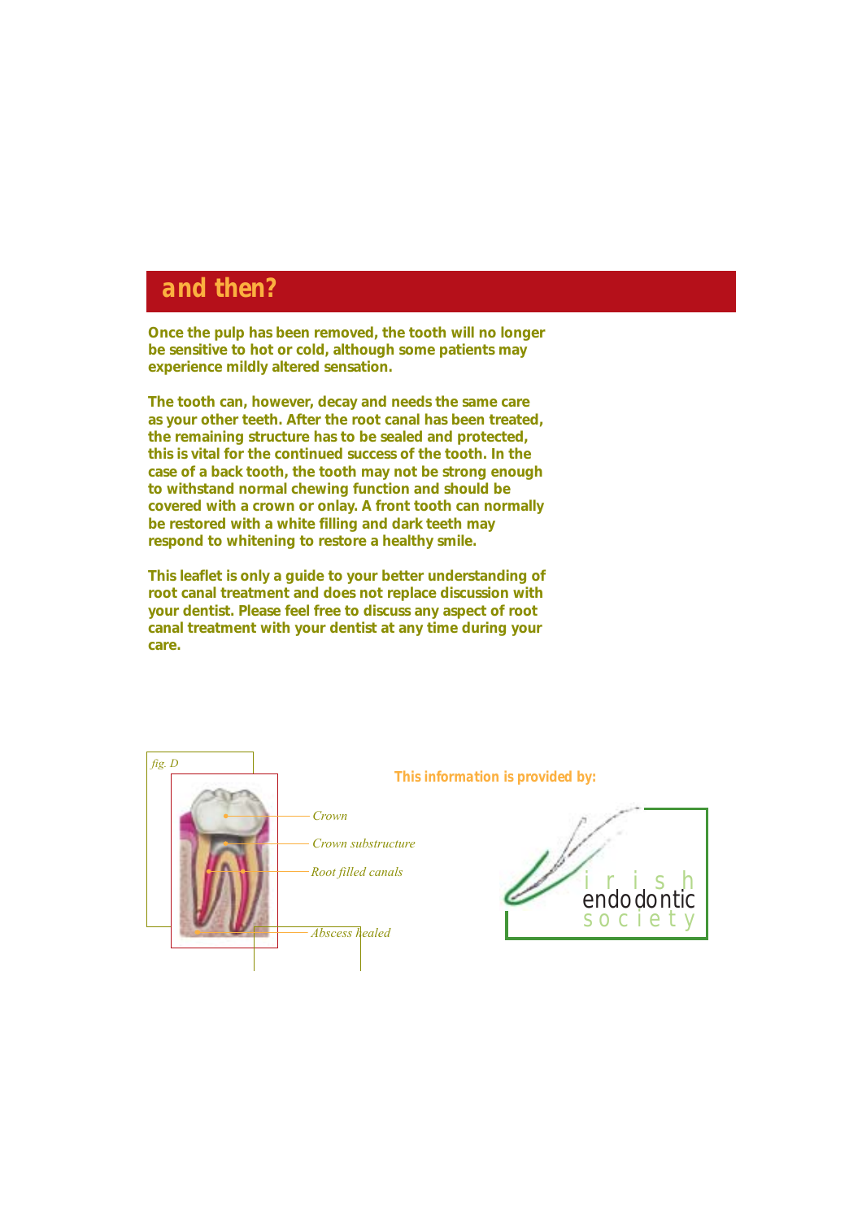## and then?

**Once the pulp has been removed, the tooth will no longer be sensitive to hot or cold, although some patients may experience mildly altered sensation.**

**The tooth can, however, decay and needs the same care as your other teeth. After the root canal has been treated, the remaining structure has to be sealed and protected, this is vital for the continued success of the tooth. In the case of a back tooth, the tooth may not be strong enough to withstand normal chewing function and should be covered with a crown or onlay. A front tooth can normally be restored with a white filling and dark teeth may respond to whitening to restore a healthy smile.**

**This leaflet is only a guide to your better understanding of root canal treatment and does not replace discussion with your dentist. Please feel free to discuss any aspect of root canal treatment with your dentist at any time during your care.**

*fig. D*

*Crown*

*Crown substructure*

*Root filled canals*

*Abscess healed*

**This information is provided by:**

irish endodontic society